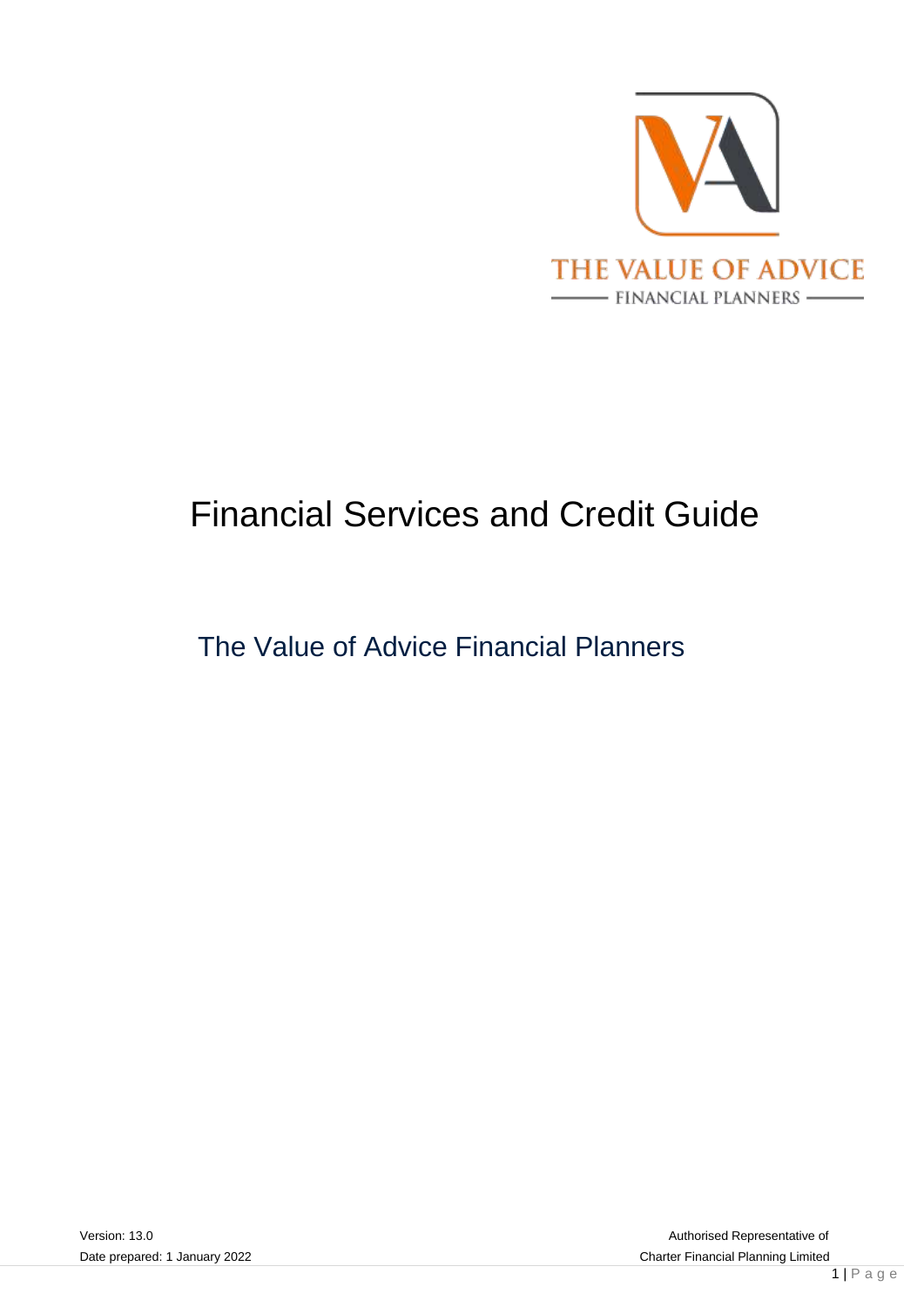# Financial Services and Credit Guide

## The Value of Advice Financial Planners

Version: 13.0

Date prepared: 1 January 2022

Authorised Representative of

Charter Financial Planning Limited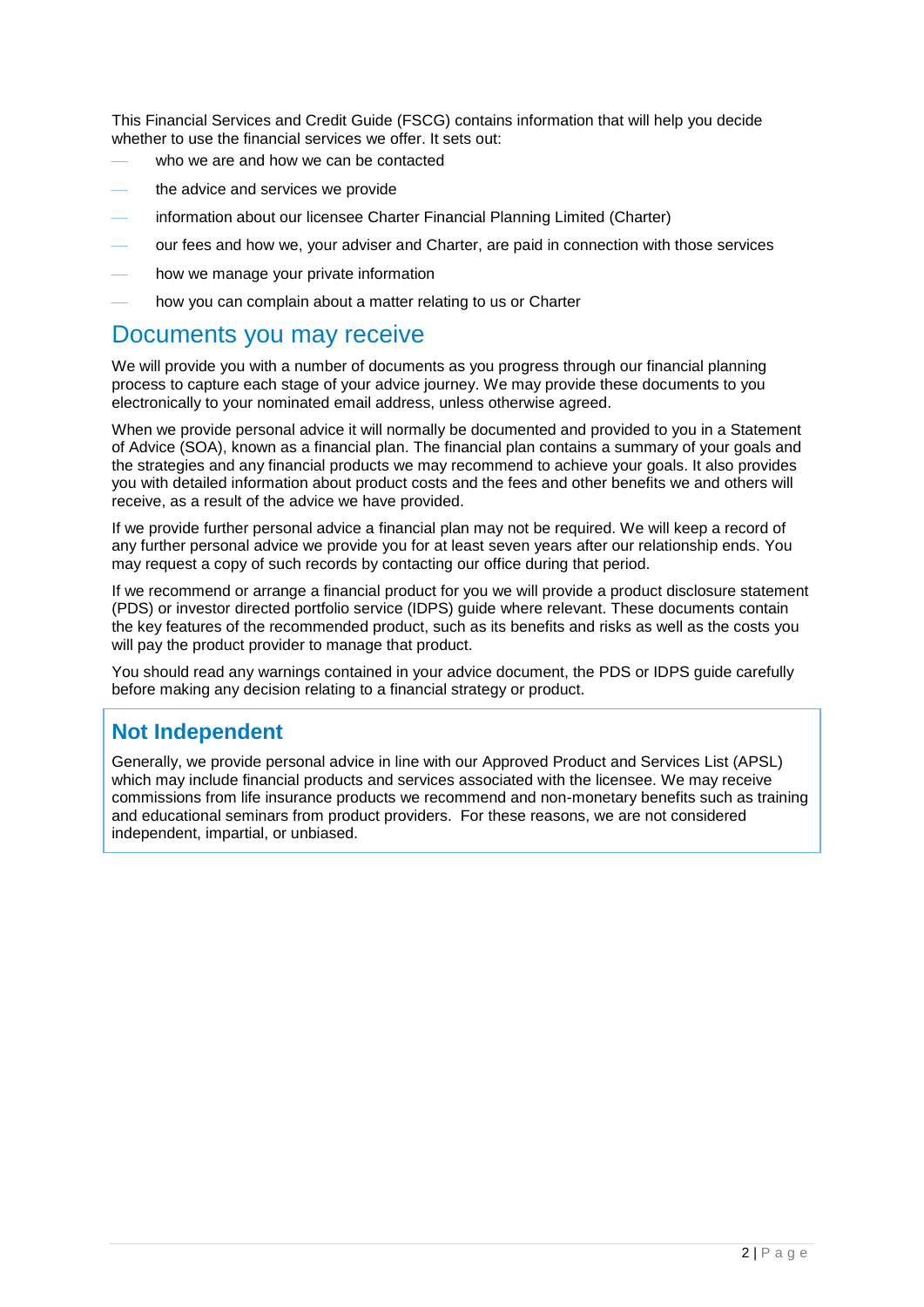This Financial Services and Credit Guide (FSCG) contains information that will help you decide whether to use the financial services we offer. It sets out:

- who we are and how we can be contacted
- the advice and services we provide
- information about our licensee Charter Financial Planning Limited (Charter)
- our fees and how we, your adviser and Charter, are paid in connection with those services
- how we manage your private information
- how you can complain about a matter relating to us or Charter

## Documents you may receive

We will provide you with a number of documents as you progress through our financial planning process to capture each stage of your advice journey. We may provide these documents to you electronically to your nominated email address, unless otherwise agreed.

When we provide personal advice it will normally be documented and provided to you in a Statement of Advice (SOA), known as a financial plan. The financial plan contains a summary of your goals and the strategies and any financial products we may recommend to achieve your goals. It also provides you with detailed information about product costs and the fees and other benefits we and others will receive, as a result of the advice we have provided.

If we provide further personal advice a financial plan may not be required. We will keep a record of any further personal advice we provide you for at least seven years after our relationship ends. You may request a copy of such records by contacting our office during that period.

If we recommend or arrange a financial product for you we will provide a product disclosure statement (PDS) or investor directed portfolio service (IDPS) guide where relevant. These documents contain the key features of the recommended product, such as its benefits and risks as well as the costs you will pay the product provider to manage that product.

You should read any warnings contained in your advice document, the PDS or IDPS guide carefully before making any decision relating to a financial strategy or product.

### Not Independent

Generally, we provide personal advice in line with our Approved Product and Services List (APSL) which may include financial products and services associated with the licensee. We may receive commissions from life insurance products we recommend and non-monetary benefits such as training and educational seminars from product providers. For these reasons, we are not considered independent, impartial, or unbiased.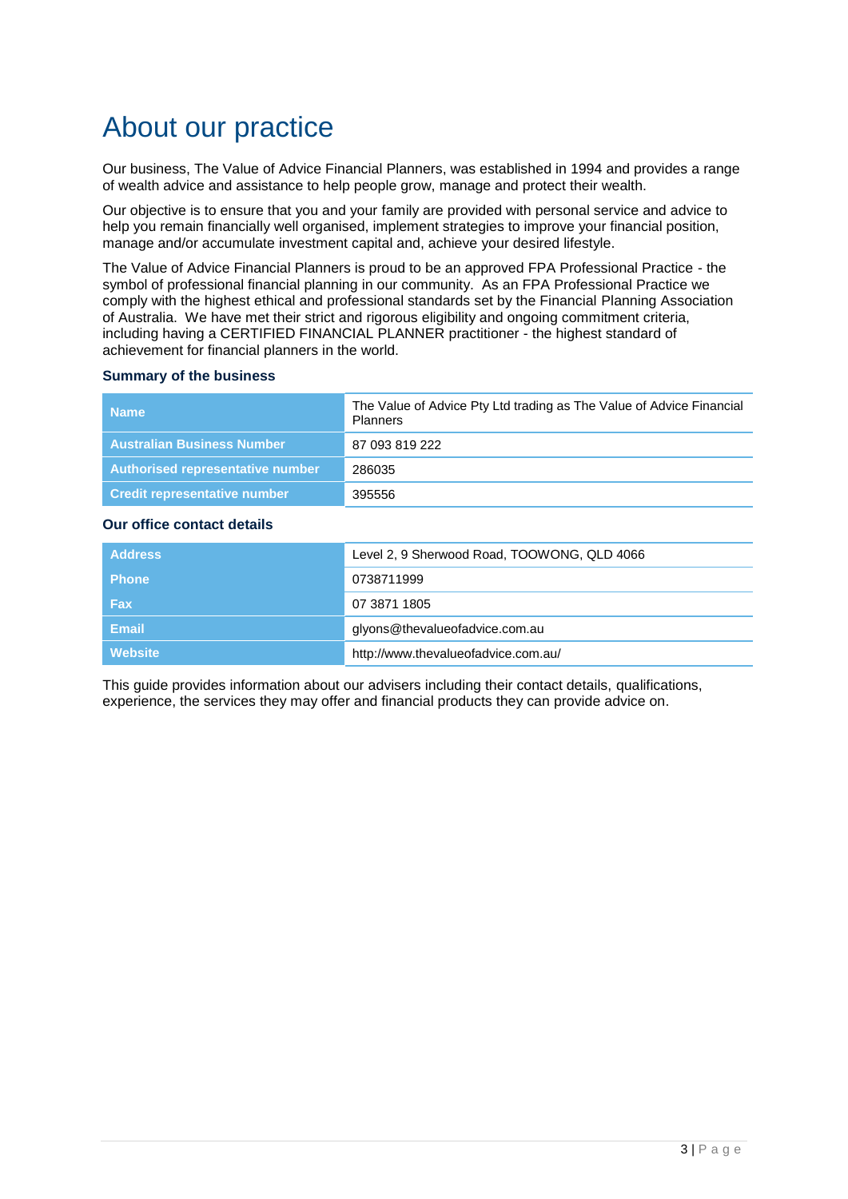# About our practice

Our business, The Value of Advice Financial Planners, was established in 1994 and provides a range of wealth advice and assistance to help people grow, manage and protect their wealth.

Our objective is to ensure that you and your family are provided with personal service and advice to help you remain financially well organised, implement strategies to improve your financial position, manage and/or accumulate investment capital and, achieve your desired lifestyle.

The Value of Advice Financial Planners is proud to be an approved FPA Professional Practice - the symbol of professional financial planning in our community. As an FPA Professional Practice we comply with the highest ethical and professional standards set by the Financial Planning Association of Australia. We have met their strict and rigorous eligibility and ongoing commitment criteria, including having a CERTIFIED FINANCIAL PLANNER practitioner - the highest standard of achievement for financial planners in the world.

### Summary of the business

| | |
|---|---|
| **Name** | The Value of Advice Pty Ltd trading as The Value of Advice Financial Planners |
| **Australian Business Number** | 87 093 819 222 |
| **Authorised representative number** | 286035 |
| **Credit representative number** | 395556 |

### Our office contact details

| | |
|---|---|
| **Address** | Level 2, 9 Sherwood Road, TOOWONG, QLD 4066 |
| **Phone** | 0738711999 |
| **Fax** | 07 3871 1805 |
| **Email** | glyons@thevalueofadvice.com.au |
| **Website** | http://www.thevalueofadvice.com.au/ |

This guide provides information about our advisers including their contact details, qualifications, experience, the services they may offer and financial products they can provide advice on.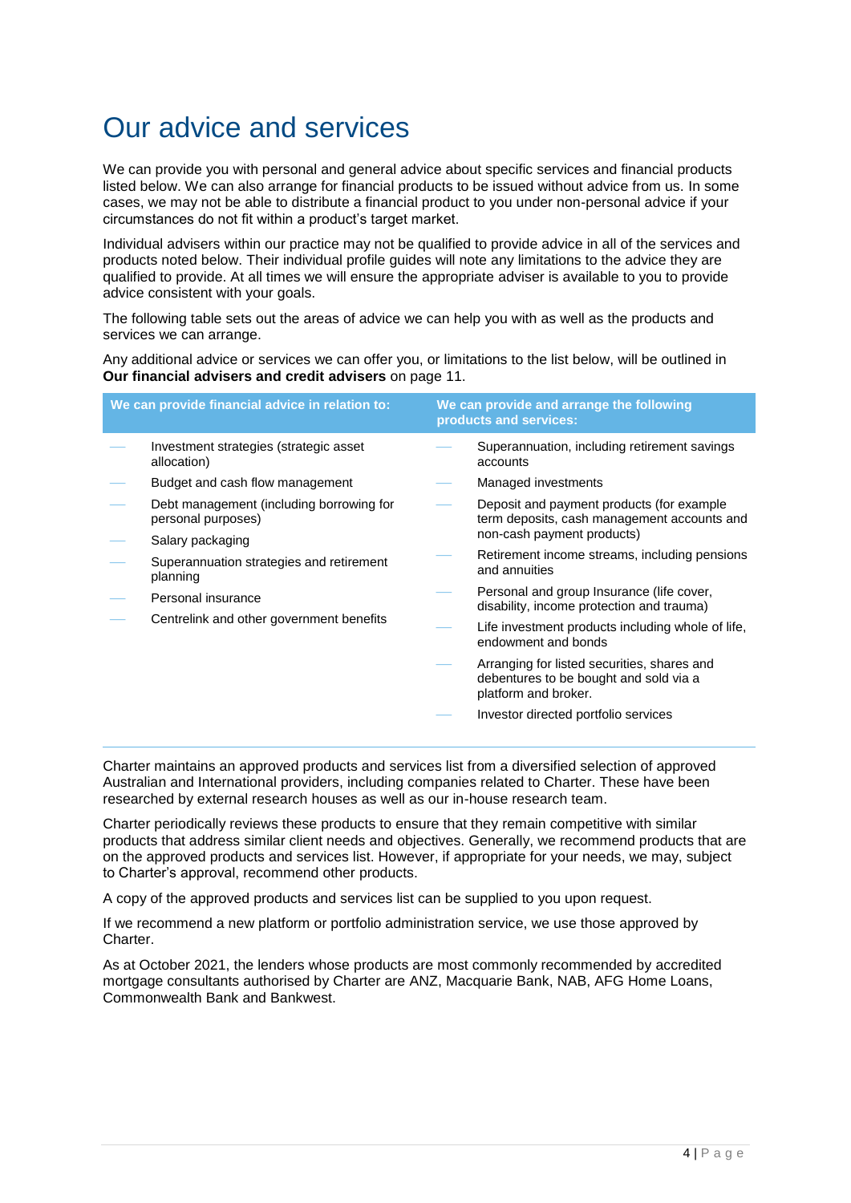# Our advice and services

We can provide you with personal and general advice about specific services and financial products listed below. We can also arrange for financial products to be issued without advice from us. In some cases, we may not be able to distribute a financial product to you under non-personal advice if your circumstances do not fit within a product's target market.

Individual advisers within our practice may not be qualified to provide advice in all of the services and products noted below. Their individual profile guides will note any limitations to the advice they are qualified to provide. At all times we will ensure the appropriate adviser is available to you to provide advice consistent with your goals.

The following table sets out the areas of advice we can help you with as well as the products and services we can arrange.

Any additional advice or services we can offer you, or limitations to the list below, will be outlined in **Our financial advisers and credit advisers** on page 11.

| We can provide financial advice in relation to: | We can provide and arrange the following products and services: |
| --- | --- |
| Investment strategies (strategic asset allocation) | Superannuation, including retirement savings accounts |
| Budget and cash flow management | Managed investments |
| Debt management (including borrowing for personal purposes) | Deposit and payment products (for example term deposits, cash management accounts and non-cash payment products) |
| Salary packaging | Retirement income streams, including pensions and annuities |
| Superannuation strategies and retirement planning | Personal and group Insurance (life cover, disability, income protection and trauma) |
| Personal insurance | Life investment products including whole of life, endowment and bonds |
| Centrelink and other government benefits | Arranging for listed securities, shares and debentures to be bought and sold via a platform and broker. |
| | Investor directed portfolio services |

Charter maintains an approved products and services list from a diversified selection of approved Australian and International providers, including companies related to Charter. These have been researched by external research houses as well as our in-house research team.

Charter periodically reviews these products to ensure that they remain competitive with similar products that address similar client needs and objectives. Generally, we recommend products that are on the approved products and services list. However, if appropriate for your needs, we may, subject to Charter's approval, recommend other products.

A copy of the approved products and services list can be supplied to you upon request.

If we recommend a new platform or portfolio administration service, we use those approved by Charter.

As at October 2021, the lenders whose products are most commonly recommended by accredited mortgage consultants authorised by Charter are ANZ, Macquarie Bank, NAB, AFG Home Loans, Commonwealth Bank and Bankwest.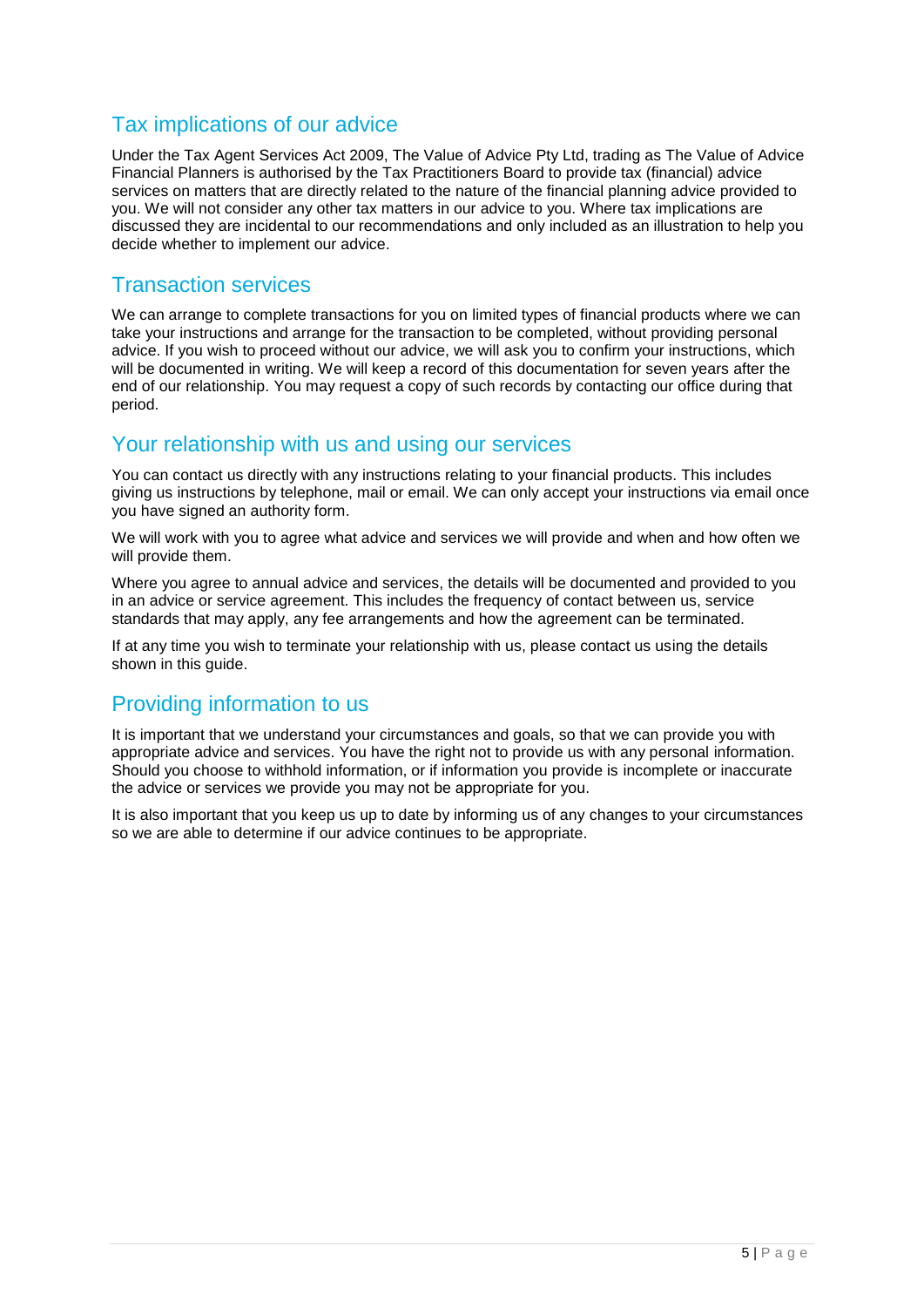## Tax implications of our advice

Under the Tax Agent Services Act 2009, The Value of Advice Pty Ltd, trading as The Value of Advice Financial Planners is authorised by the Tax Practitioners Board to provide tax (financial) advice services on matters that are directly related to the nature of the financial planning advice provided to you. We will not consider any other tax matters in our advice to you. Where tax implications are discussed they are incidental to our recommendations and only included as an illustration to help you decide whether to implement our advice.

## Transaction services

We can arrange to complete transactions for you on limited types of financial products where we can take your instructions and arrange for the transaction to be completed, without providing personal advice. If you wish to proceed without our advice, we will ask you to confirm your instructions, which will be documented in writing. We will keep a record of this documentation for seven years after the end of our relationship. You may request a copy of such records by contacting our office during that period.

## Your relationship with us and using our services

You can contact us directly with any instructions relating to your financial products. This includes giving us instructions by telephone, mail or email. We can only accept your instructions via email once you have signed an authority form.

We will work with you to agree what advice and services we will provide and when and how often we will provide them.

Where you agree to annual advice and services, the details will be documented and provided to you in an advice or service agreement. This includes the frequency of contact between us, service standards that may apply, any fee arrangements and how the agreement can be terminated.

If at any time you wish to terminate your relationship with us, please contact us using the details shown in this guide.

## Providing information to us

It is important that we understand your circumstances and goals, so that we can provide you with appropriate advice and services. You have the right not to provide us with any personal information. Should you choose to withhold information, or if information you provide is incomplete or inaccurate the advice or services we provide you may not be appropriate for you.

It is also important that you keep us up to date by informing us of any changes to your circumstances so we are able to determine if our advice continues to be appropriate.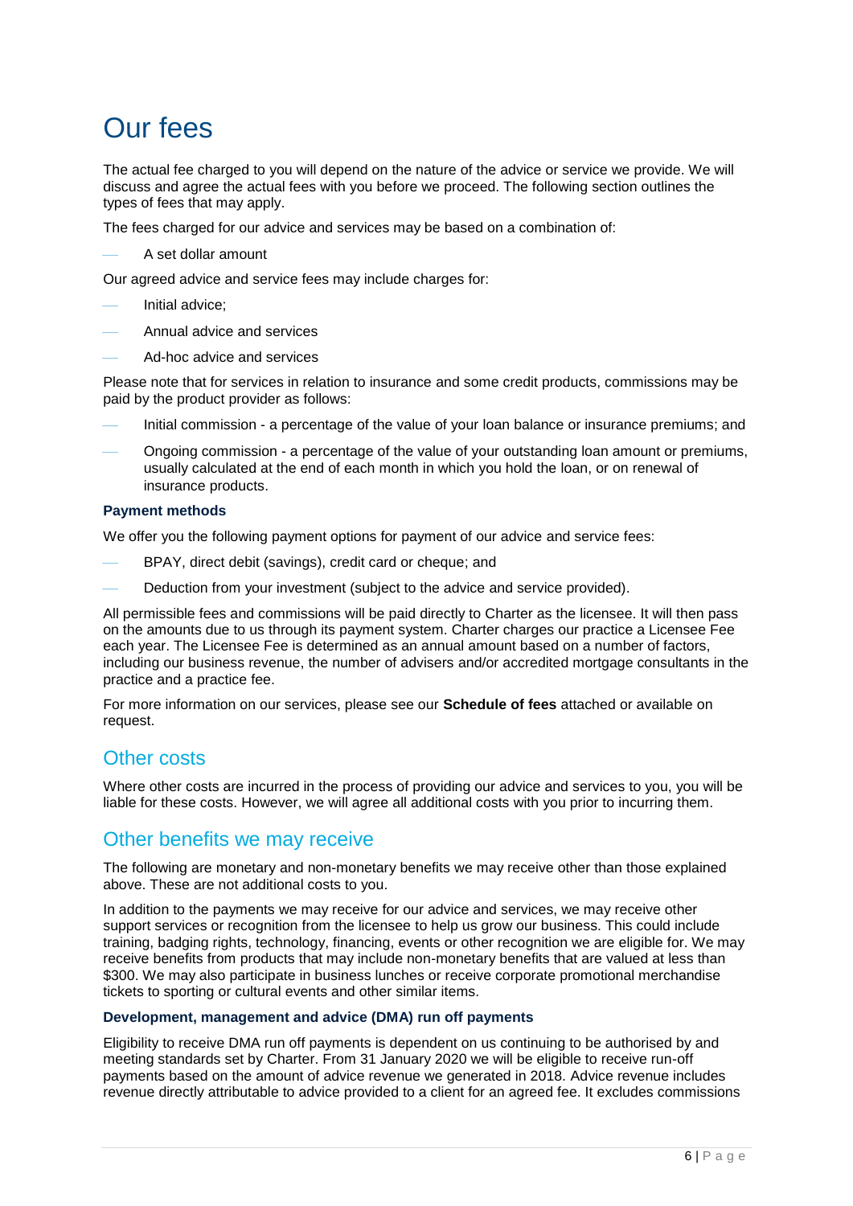# Our fees

The actual fee charged to you will depend on the nature of the advice or service we provide. We will discuss and agree the actual fees with you before we proceed. The following section outlines the types of fees that may apply.

The fees charged for our advice and services may be based on a combination of:

- A set dollar amount

Our agreed advice and service fees may include charges for:

- Initial advice;
- Annual advice and services
- Ad-hoc advice and services

Please note that for services in relation to insurance and some credit products, commissions may be paid by the product provider as follows:

- Initial commission - a percentage of the value of your loan balance or insurance premiums; and
- Ongoing commission - a percentage of the value of your outstanding loan amount or premiums, usually calculated at the end of each month in which you hold the loan, or on renewal of insurance products.

### Payment methods

We offer you the following payment options for payment of our advice and service fees:

- BPAY, direct debit (savings), credit card or cheque; and
- Deduction from your investment (subject to the advice and service provided).

All permissible fees and commissions will be paid directly to Charter as the licensee. It will then pass on the amounts due to us through its payment system. Charter charges our practice a Licensee Fee each year. The Licensee Fee is determined as an annual amount based on a number of factors, including our business revenue, the number of advisers and/or accredited mortgage consultants in the practice and a practice fee.

For more information on our services, please see our **Schedule of fees** attached or available on request.

## Other costs

Where other costs are incurred in the process of providing our advice and services to you, you will be liable for these costs. However, we will agree all additional costs with you prior to incurring them.

## Other benefits we may receive

The following are monetary and non-monetary benefits we may receive other than those explained above. These are not additional costs to you.

In addition to the payments we may receive for our advice and services, we may receive other support services or recognition from the licensee to help us grow our business. This could include training, badging rights, technology, financing, events or other recognition we are eligible for. We may receive benefits from products that may include non-monetary benefits that are valued at less than $300. We may also participate in business lunches or receive corporate promotional merchandise tickets to sporting or cultural events and other similar items.

### Development, management and advice (DMA) run off payments

Eligibility to receive DMA run off payments is dependent on us continuing to be authorised by and meeting standards set by Charter. From 31 January 2020 we will be eligible to receive run-off payments based on the amount of advice revenue we generated in 2018. Advice revenue includes revenue directly attributable to advice provided to a client for an agreed fee. It excludes commissions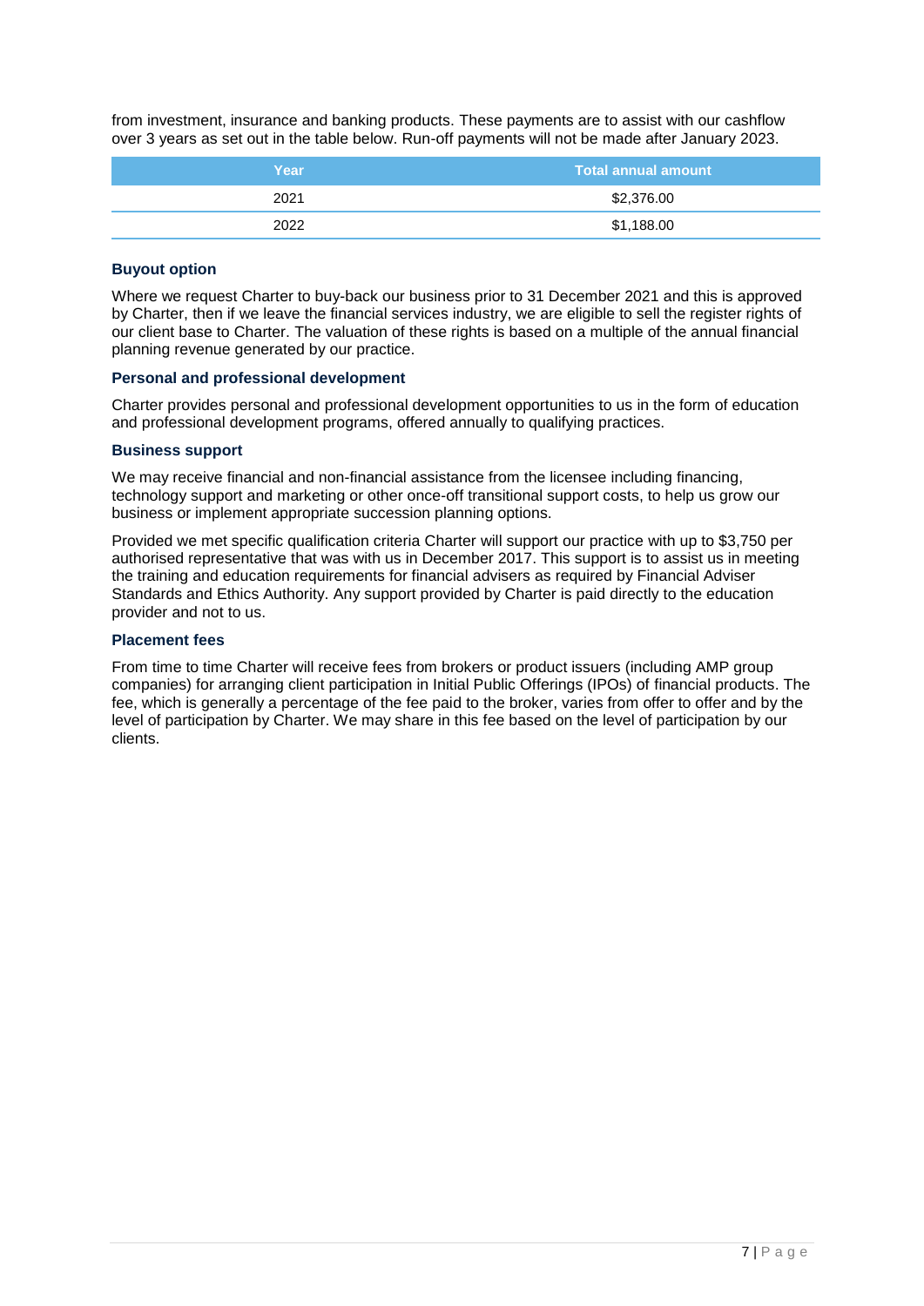from investment, insurance and banking products. These payments are to assist with our cashflow over 3 years as set out in the table below. Run-off payments will not be made after January 2023.

| Year | Total annual amount |
| --- | --- |
| 2021 | $2,376.00 |
| 2022 | $1,188.00 |

### Buyout option

Where we request Charter to buy-back our business prior to 31 December 2021 and this is approved by Charter, then if we leave the financial services industry, we are eligible to sell the register rights of our client base to Charter. The valuation of these rights is based on a multiple of the annual financial planning revenue generated by our practice.

### Personal and professional development

Charter provides personal and professional development opportunities to us in the form of education and professional development programs, offered annually to qualifying practices.

### Business support

We may receive financial and non-financial assistance from the licensee including financing, technology support and marketing or other once-off transitional support costs, to help us grow our business or implement appropriate succession planning options.

Provided we met specific qualification criteria Charter will support our practice with up to $3,750 per authorised representative that was with us in December 2017. This support is to assist us in meeting the training and education requirements for financial advisers as required by Financial Adviser Standards and Ethics Authority. Any support provided by Charter is paid directly to the education provider and not to us.

### Placement fees

From time to time Charter will receive fees from brokers or product issuers (including AMP group companies) for arranging client participation in Initial Public Offerings (IPOs) of financial products. The fee, which is generally a percentage of the fee paid to the broker, varies from offer to offer and by the level of participation by Charter. We may share in this fee based on the level of participation by our clients.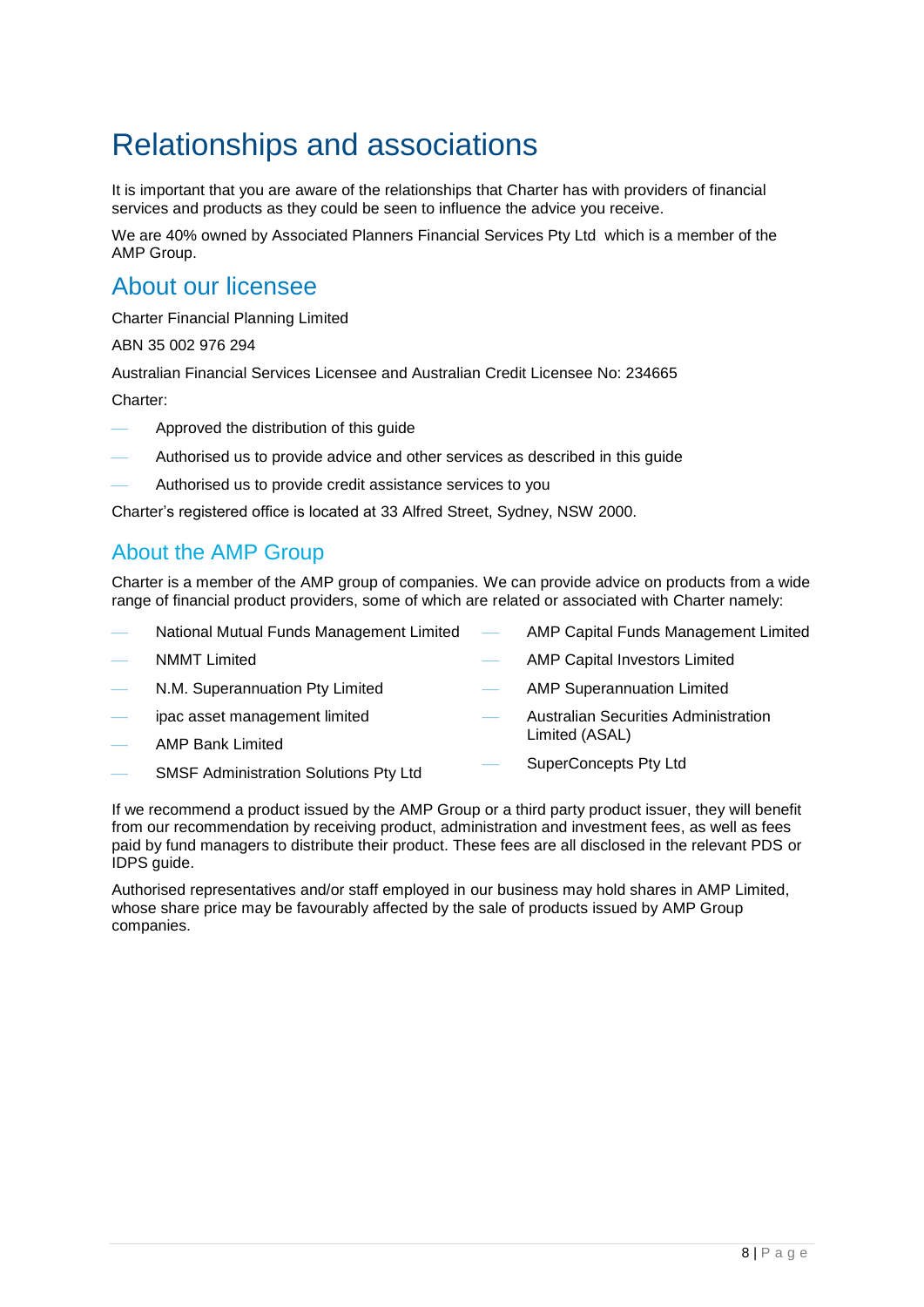# Relationships and associations

It is important that you are aware of the relationships that Charter has with providers of financial services and products as they could be seen to influence the advice you receive.

We are 40% owned by Associated Planners Financial Services Pty Ltd which is a member of the AMP Group.

## About our licensee

Charter Financial Planning Limited

ABN 35 002 976 294

Australian Financial Services Licensee and Australian Credit Licensee No: 234665

Charter:

- Approved the distribution of this guide
- Authorised us to provide advice and other services as described in this guide
- Authorised us to provide credit assistance services to you

Charter's registered office is located at 33 Alfred Street, Sydney, NSW 2000.

## About the AMP Group

Charter is a member of the AMP group of companies. We can provide advice on products from a wide range of financial product providers, some of which are related or associated with Charter namely:

- National Mutual Funds Management Limited
- NMMT Limited
- N.M. Superannuation Pty Limited
- ipac asset management limited
- AMP Bank Limited
- SMSF Administration Solutions Pty Ltd
- AMP Capital Funds Management Limited
- AMP Capital Investors Limited
- AMP Superannuation Limited
- Australian Securities Administration Limited (ASAL)
- SuperConcepts Pty Ltd

If we recommend a product issued by the AMP Group or a third party product issuer, they will benefit from our recommendation by receiving product, administration and investment fees, as well as fees paid by fund managers to distribute their product. These fees are all disclosed in the relevant PDS or IDPS guide.

Authorised representatives and/or staff employed in our business may hold shares in AMP Limited, whose share price may be favourably affected by the sale of products issued by AMP Group companies.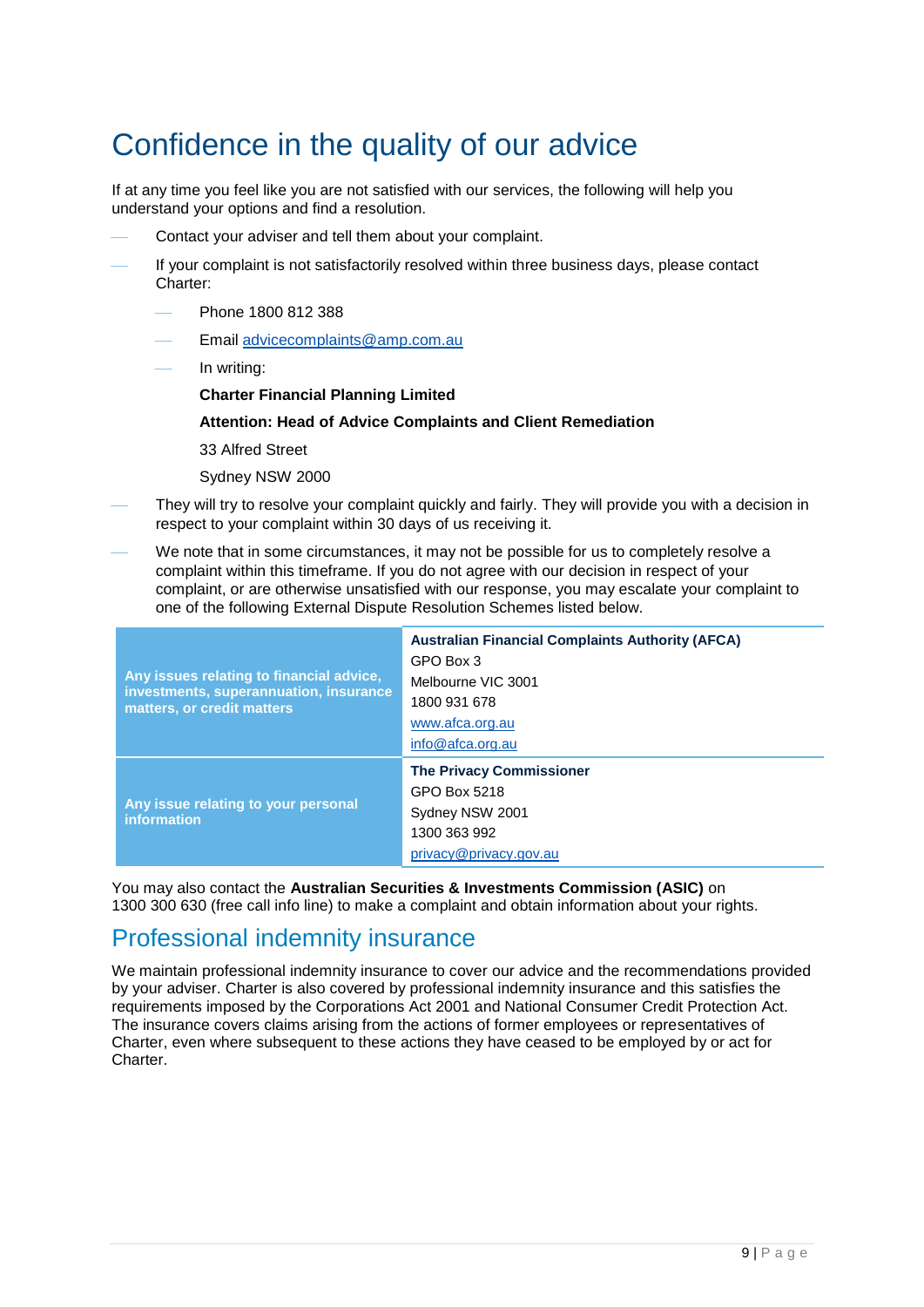# Confidence in the quality of our advice

If at any time you feel like you are not satisfied with our services, the following will help you understand your options and find a resolution.

- Contact your adviser and tell them about your complaint.
- If your complaint is not satisfactorily resolved within three business days, please contact Charter:
  - Phone 1800 812 388
  - Email advicecomplaints@amp.com.au
  - In writing:

    **Charter Financial Planning Limited**

    **Attention: Head of Advice Complaints and Client Remediation**

    33 Alfred Street

    Sydney NSW 2000
- They will try to resolve your complaint quickly and fairly. They will provide you with a decision in respect to your complaint within 30 days of us receiving it.
- We note that in some circumstances, it may not be possible for us to completely resolve a complaint within this timeframe. If you do not agree with our decision in respect of your complaint, or are otherwise unsatisfied with our response, you may escalate your complaint to one of the following External Dispute Resolution Schemes listed below.

| | |
|---|---|
| **Any issues relating to financial advice, investments, superannuation, insurance matters, or credit matters** | **Australian Financial Complaints Authority (AFCA)**<br>GPO Box 3<br>Melbourne VIC 3001<br>1800 931 678<br>www.afca.org.au<br>info@afca.org.au |
| **Any issue relating to your personal information** | **The Privacy Commissioner**<br>GPO Box 5218<br>Sydney NSW 2001<br>1300 363 992<br>privacy@privacy.gov.au |

You may also contact the **Australian Securities & Investments Commission (ASIC)** on 1300 300 630 (free call info line) to make a complaint and obtain information about your rights.

## Professional indemnity insurance

We maintain professional indemnity insurance to cover our advice and the recommendations provided by your adviser. Charter is also covered by professional indemnity insurance and this satisfies the requirements imposed by the Corporations Act 2001 and National Consumer Credit Protection Act. The insurance covers claims arising from the actions of former employees or representatives of Charter, even where subsequent to these actions they have ceased to be employed by or act for Charter.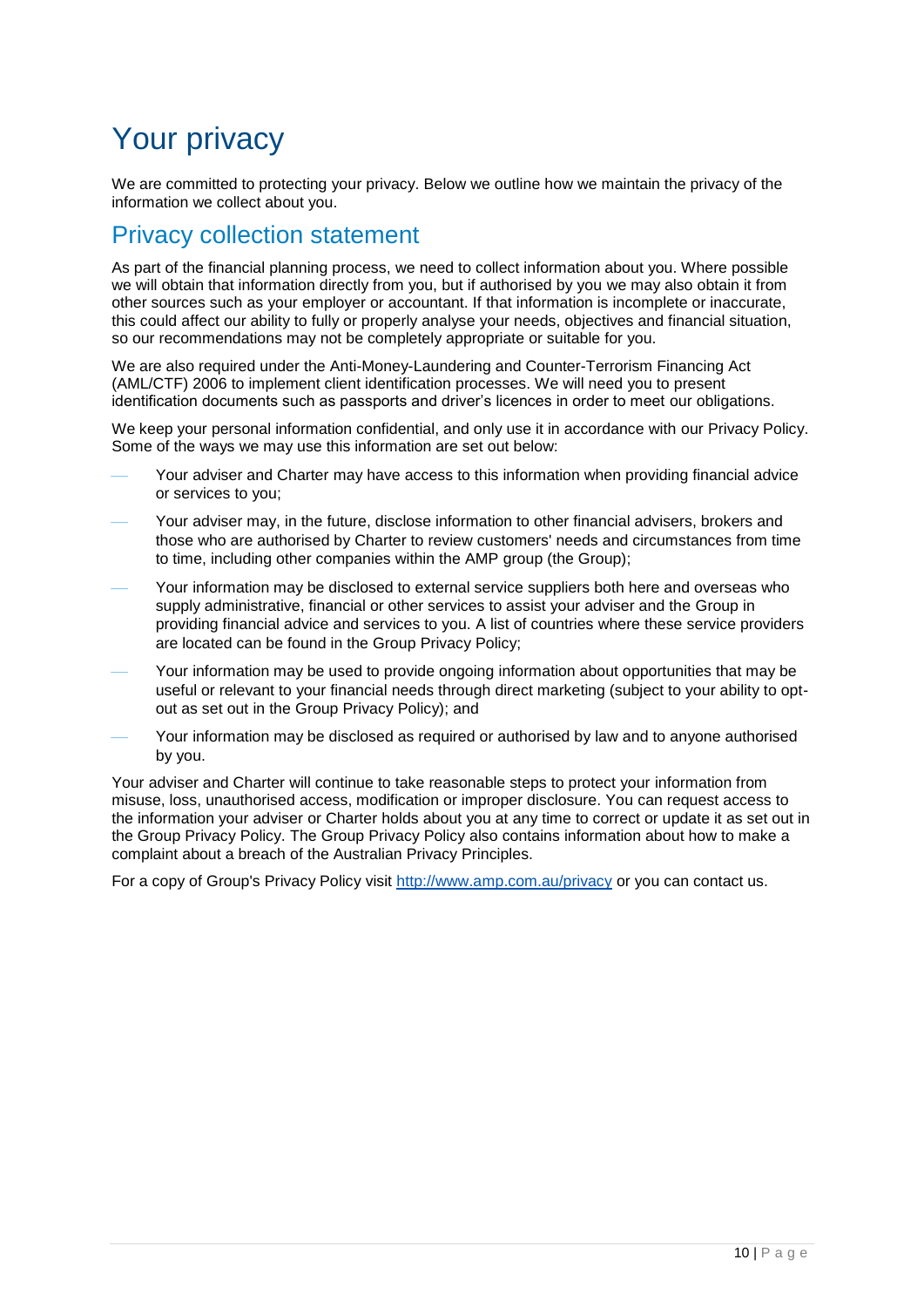# Your privacy

We are committed to protecting your privacy. Below we outline how we maintain the privacy of the information we collect about you.

## Privacy collection statement

As part of the financial planning process, we need to collect information about you. Where possible we will obtain that information directly from you, but if authorised by you we may also obtain it from other sources such as your employer or accountant. If that information is incomplete or inaccurate, this could affect our ability to fully or properly analyse your needs, objectives and financial situation, so our recommendations may not be completely appropriate or suitable for you.

We are also required under the Anti-Money-Laundering and Counter-Terrorism Financing Act (AML/CTF) 2006 to implement client identification processes. We will need you to present identification documents such as passports and driver's licences in order to meet our obligations.

We keep your personal information confidential, and only use it in accordance with our Privacy Policy. Some of the ways we may use this information are set out below:

- Your adviser and Charter may have access to this information when providing financial advice or services to you;
- Your adviser may, in the future, disclose information to other financial advisers, brokers and those who are authorised by Charter to review customers' needs and circumstances from time to time, including other companies within the AMP group (the Group);
- Your information may be disclosed to external service suppliers both here and overseas who supply administrative, financial or other services to assist your adviser and the Group in providing financial advice and services to you. A list of countries where these service providers are located can be found in the Group Privacy Policy;
- Your information may be used to provide ongoing information about opportunities that may be useful or relevant to your financial needs through direct marketing (subject to your ability to opt-out as set out in the Group Privacy Policy); and
- Your information may be disclosed as required or authorised by law and to anyone authorised by you.

Your adviser and Charter will continue to take reasonable steps to protect your information from misuse, loss, unauthorised access, modification or improper disclosure. You can request access to the information your adviser or Charter holds about you at any time to correct or update it as set out in the Group Privacy Policy. The Group Privacy Policy also contains information about how to make a complaint about a breach of the Australian Privacy Principles.

For a copy of Group's Privacy Policy visit http://www.amp.com.au/privacy or you can contact us.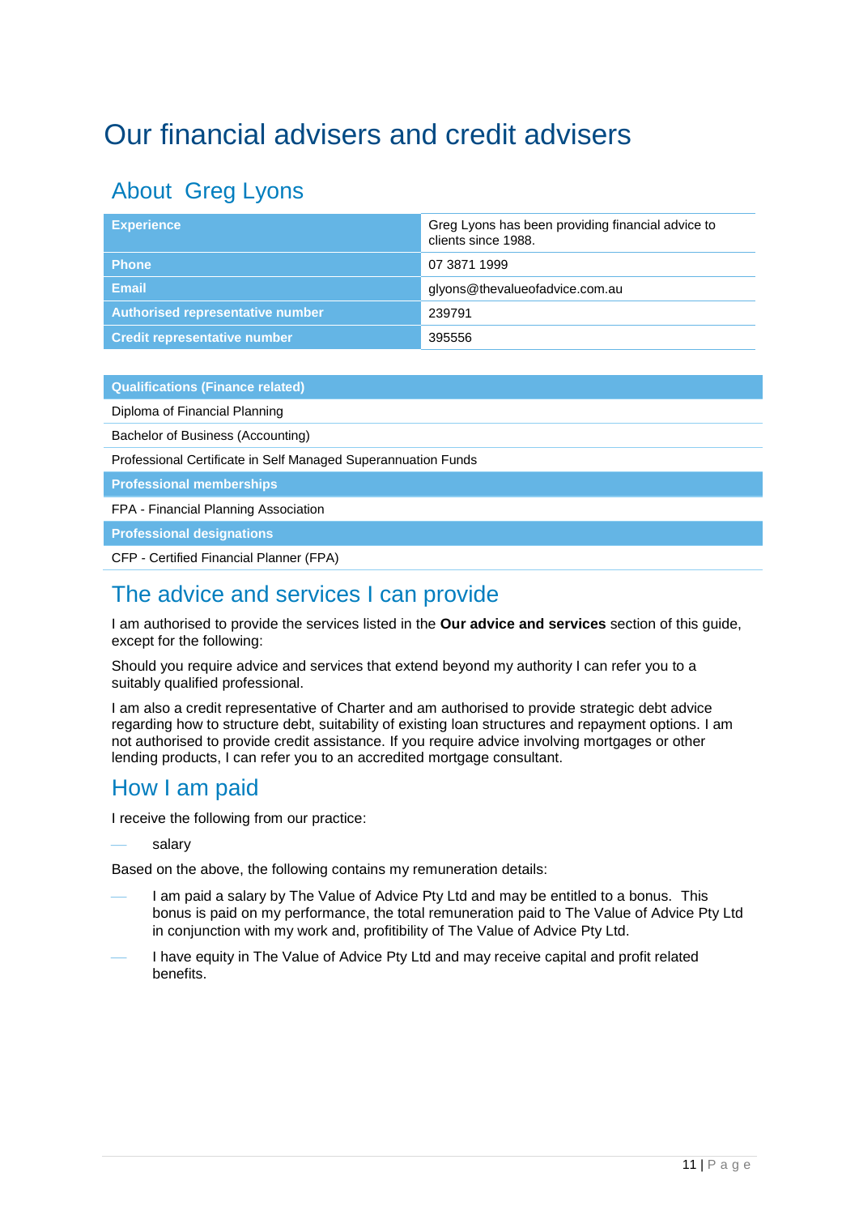# Our financial advisers and credit advisers

## About Greg Lyons

| | |
|---|---|
| **Experience** | Greg Lyons has been providing financial advice to clients since 1988. |
| **Phone** | 07 3871 1999 |
| **Email** | glyons@thevalueofadvice.com.au |
| **Authorised representative number** | 239791 |
| **Credit representative number** | 395556 |

| Qualifications (Finance related) |
|---|
| Diploma of Financial Planning |
| Bachelor of Business (Accounting) |
| Professional Certificate in Self Managed Superannuation Funds |
| **Professional memberships** |
| FPA - Financial Planning Association |
| **Professional designations** |
| CFP - Certified Financial Planner (FPA) |

## The advice and services I can provide

I am authorised to provide the services listed in the **Our advice and services** section of this guide, except for the following:

Should you require advice and services that extend beyond my authority I can refer you to a suitably qualified professional.

I am also a credit representative of Charter and am authorised to provide strategic debt advice regarding how to structure debt, suitability of existing loan structures and repayment options. I am not authorised to provide credit assistance. If you require advice involving mortgages or other lending products, I can refer you to an accredited mortgage consultant.

## How I am paid

I receive the following from our practice:

- salary

Based on the above, the following contains my remuneration details:

- I am paid a salary by The Value of Advice Pty Ltd and may be entitled to a bonus. This bonus is paid on my performance, the total remuneration paid to The Value of Advice Pty Ltd in conjunction with my work and, profitibility of The Value of Advice Pty Ltd.
- I have equity in The Value of Advice Pty Ltd and may receive capital and profit related benefits.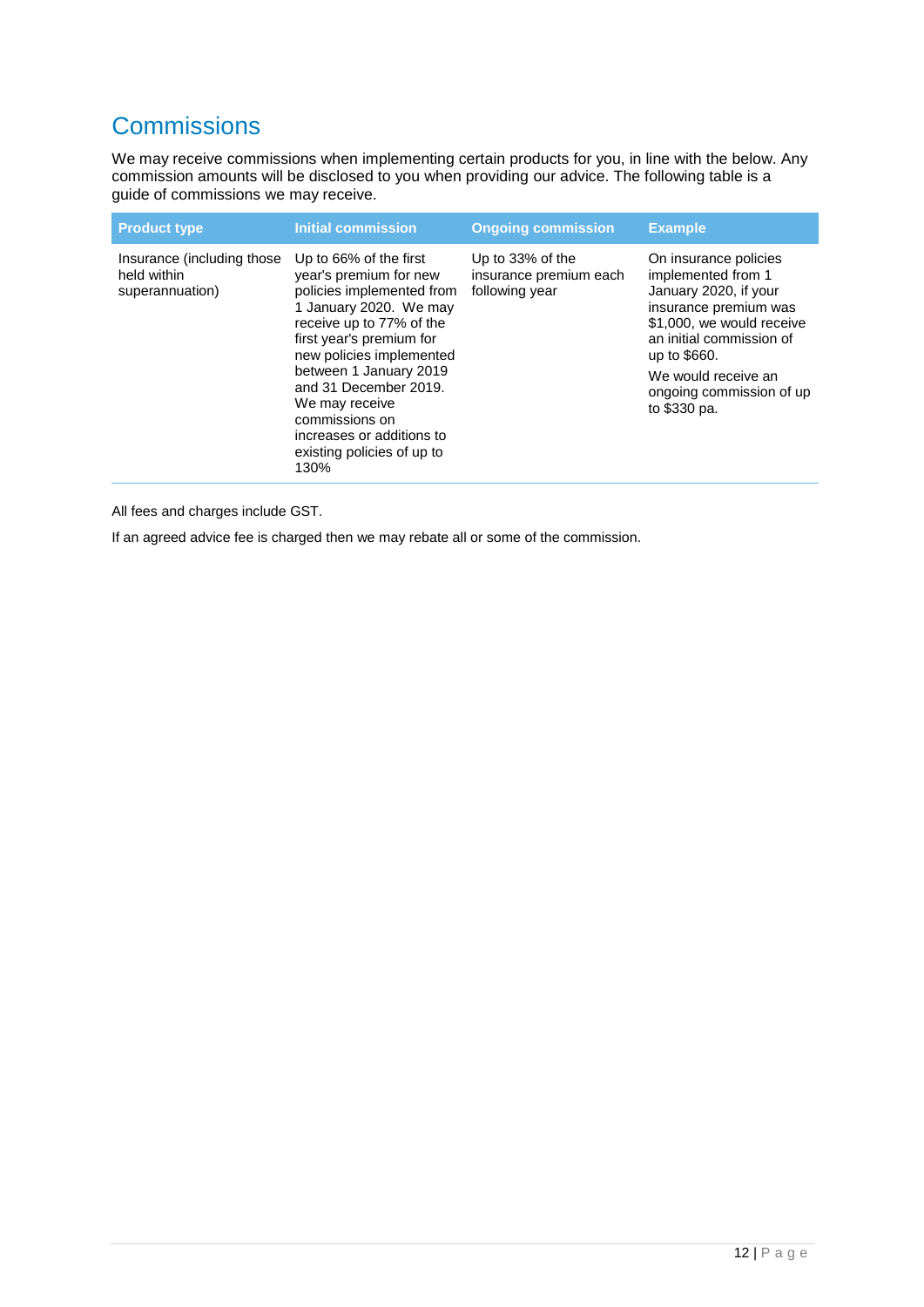## Commissions

We may receive commissions when implementing certain products for you, in line with the below. Any commission amounts will be disclosed to you when providing our advice. The following table is a guide of commissions we may receive.

| Product type | Initial commission | Ongoing commission | Example |
| --- | --- | --- | --- |
| Insurance (including those held within superannuation) | Up to 66% of the first year's premium for new policies implemented from 1 January 2020. We may receive up to 77% of the first year's premium for new policies implemented between 1 January 2019 and 31 December 2019. We may receive commissions on increases or additions to existing policies of up to 130% | Up to 33% of the insurance premium each following year | On insurance policies implemented from 1 January 2020, if your insurance premium was $1,000, we would receive an initial commission of up to $660. We would receive an ongoing commission of up to $330 pa. |

All fees and charges include GST.

If an agreed advice fee is charged then we may rebate all or some of the commission.